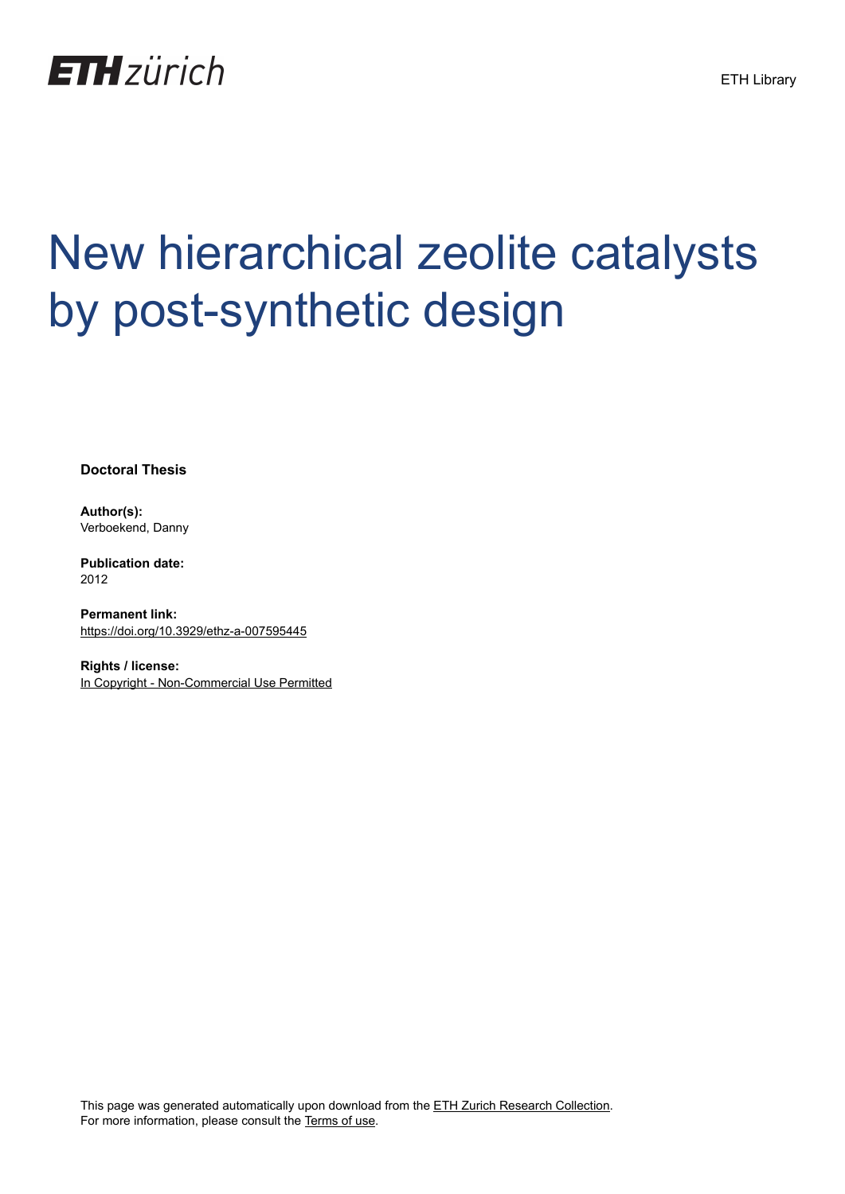ETH zürich

ETH Library

# New hierarchical zeolite catalysts by post-synthetic design

**Doctoral Thesis**

**Author(s):**
Verboekend, Danny

**Publication date:**
2012

**Permanent link:**
https://doi.org/10.3929/ethz-a-007595445

**Rights / license:**
In Copyright - Non-Commercial Use Permitted

This page was generated automatically upon download from the ETH Zurich Research Collection.
For more information, please consult the Terms of use.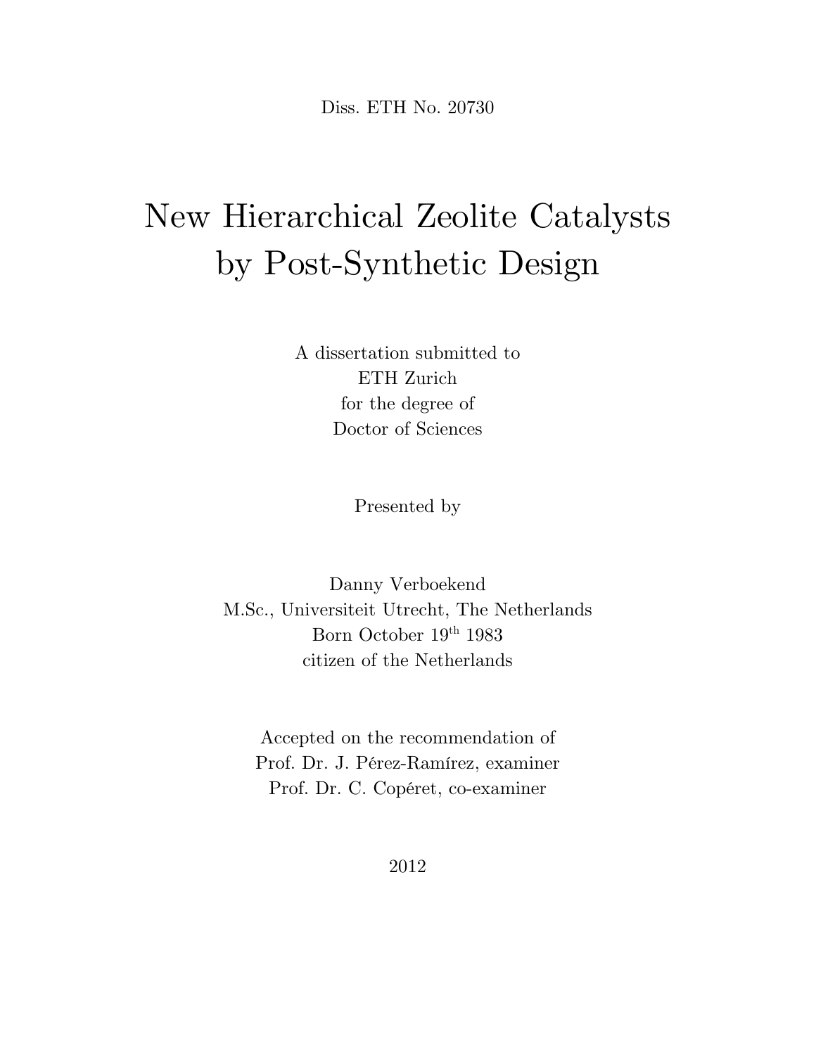Diss. ETH No. 20730

# New Hierarchical Zeolite Catalysts by Post-Synthetic Design

A dissertation submitted to
ETH Zurich
for the degree of
Doctor of Sciences

Presented by

Danny Verboekend
M.Sc., Universiteit Utrecht, The Netherlands
Born October 19th 1983
citizen of the Netherlands

Accepted on the recommendation of
Prof. Dr. J. Pérez-Ramírez, examiner
Prof. Dr. C. Copéret, co-examiner

2012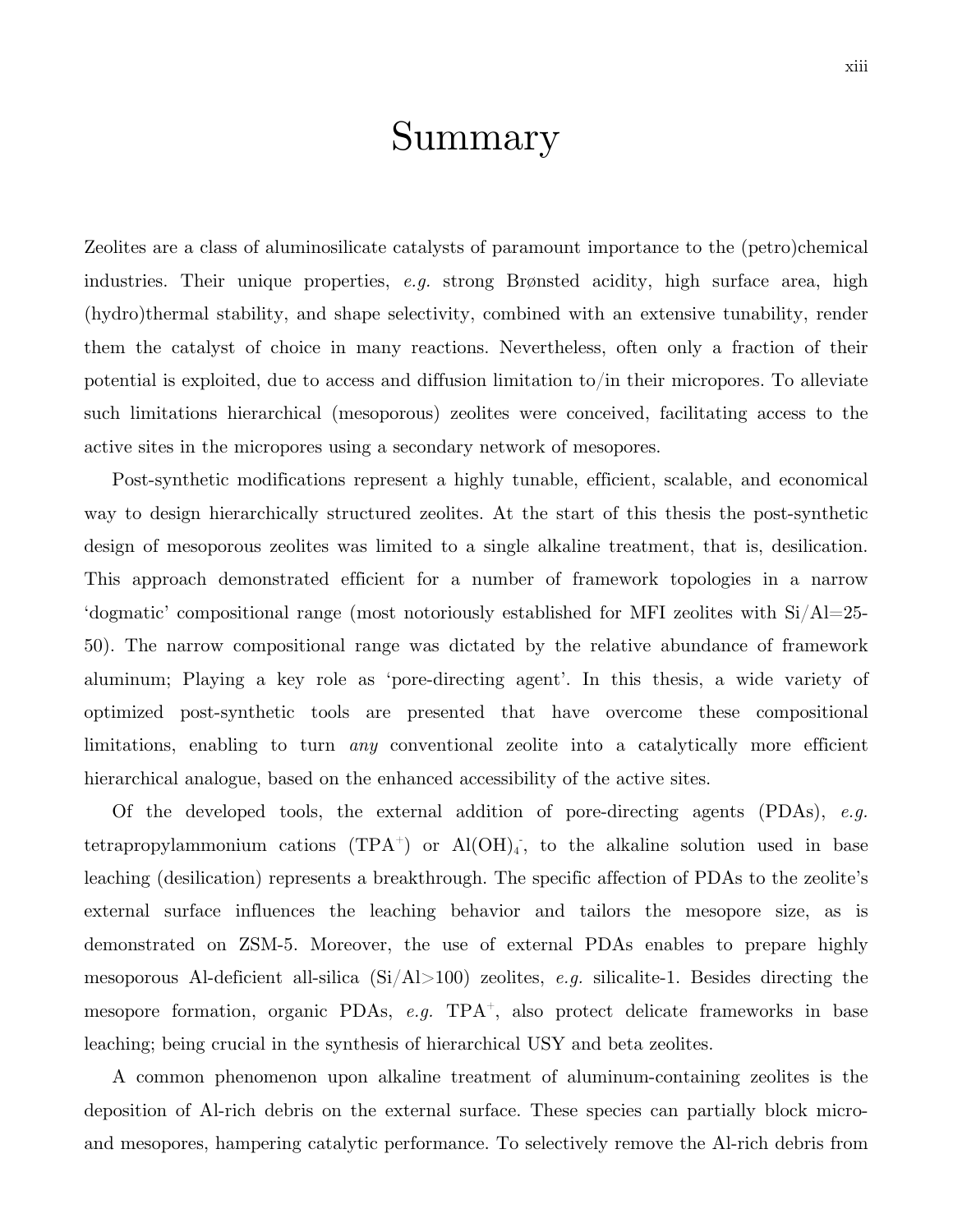# Summary

Zeolites are a class of aluminosilicate catalysts of paramount importance to the (petro)chemical industries. Their unique properties, *e.g.* strong Brønsted acidity, high surface area, high (hydro)thermal stability, and shape selectivity, combined with an extensive tunability, render them the catalyst of choice in many reactions. Nevertheless, often only a fraction of their potential is exploited, due to access and diffusion limitation to/in their micropores. To alleviate such limitations hierarchical (mesoporous) zeolites were conceived, facilitating access to the active sites in the micropores using a secondary network of mesopores.

Post-synthetic modifications represent a highly tunable, efficient, scalable, and economical way to design hierarchically structured zeolites. At the start of this thesis the post-synthetic design of mesoporous zeolites was limited to a single alkaline treatment, that is, desilication. This approach demonstrated efficient for a number of framework topologies in a narrow 'dogmatic' compositional range (most notoriously established for MFI zeolites with Si/Al=25-50). The narrow compositional range was dictated by the relative abundance of framework aluminum; Playing a key role as 'pore-directing agent'. In this thesis, a wide variety of optimized post-synthetic tools are presented that have overcome these compositional limitations, enabling to turn *any* conventional zeolite into a catalytically more efficient hierarchical analogue, based on the enhanced accessibility of the active sites.

Of the developed tools, the external addition of pore-directing agents (PDAs), *e.g.* tetrapropylammonium cations ($TPA^+$) or $Al(OH)_4^-$, to the alkaline solution used in base leaching (desilication) represents a breakthrough. The specific affection of PDAs to the zeolite's external surface influences the leaching behavior and tailors the mesopore size, as is demonstrated on ZSM-5. Moreover, the use of external PDAs enables to prepare highly mesoporous Al-deficient all-silica (Si/Al>100) zeolites, *e.g.* silicalite-1. Besides directing the mesopore formation, organic PDAs, *e.g.* $TPA^+$, also protect delicate frameworks in base leaching; being crucial in the synthesis of hierarchical USY and beta zeolites.

A common phenomenon upon alkaline treatment of aluminum-containing zeolites is the deposition of Al-rich debris on the external surface. These species can partially block micro- and mesopores, hampering catalytic performance. To selectively remove the Al-rich debris from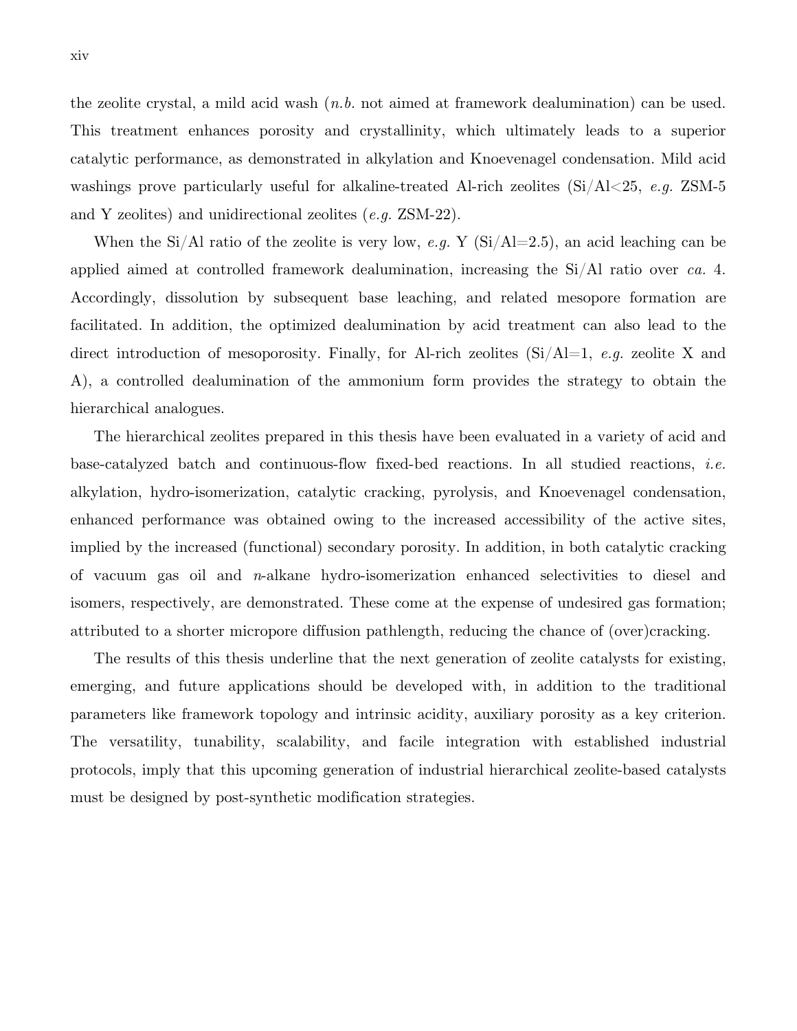the zeolite crystal, a mild acid wash (*n.b.* not aimed at framework dealumination) can be used. This treatment enhances porosity and crystallinity, which ultimately leads to a superior catalytic performance, as demonstrated in alkylation and Knoevenagel condensation. Mild acid washings prove particularly useful for alkaline-treated Al-rich zeolites (Si/Al<25, *e.g.* ZSM-5 and Y zeolites) and unidirectional zeolites (*e.g.* ZSM-22).

When the Si/Al ratio of the zeolite is very low, *e.g.* Y (Si/Al=2.5), an acid leaching can be applied aimed at controlled framework dealumination, increasing the Si/Al ratio over *ca.* 4. Accordingly, dissolution by subsequent base leaching, and related mesopore formation are facilitated. In addition, the optimized dealumination by acid treatment can also lead to the direct introduction of mesoporosity. Finally, for Al-rich zeolites (Si/Al=1, *e.g.* zeolite X and A), a controlled dealumination of the ammonium form provides the strategy to obtain the hierarchical analogues.

The hierarchical zeolites prepared in this thesis have been evaluated in a variety of acid and base-catalyzed batch and continuous-flow fixed-bed reactions. In all studied reactions, *i.e.* alkylation, hydro-isomerization, catalytic cracking, pyrolysis, and Knoevenagel condensation, enhanced performance was obtained owing to the increased accessibility of the active sites, implied by the increased (functional) secondary porosity. In addition, in both catalytic cracking of vacuum gas oil and *n*-alkane hydro-isomerization enhanced selectivities to diesel and isomers, respectively, are demonstrated. These come at the expense of undesired gas formation; attributed to a shorter micropore diffusion pathlength, reducing the chance of (over)cracking.

The results of this thesis underline that the next generation of zeolite catalysts for existing, emerging, and future applications should be developed with, in addition to the traditional parameters like framework topology and intrinsic acidity, auxiliary porosity as a key criterion. The versatility, tunability, scalability, and facile integration with established industrial protocols, imply that this upcoming generation of industrial hierarchical zeolite-based catalysts must be designed by post-synthetic modification strategies.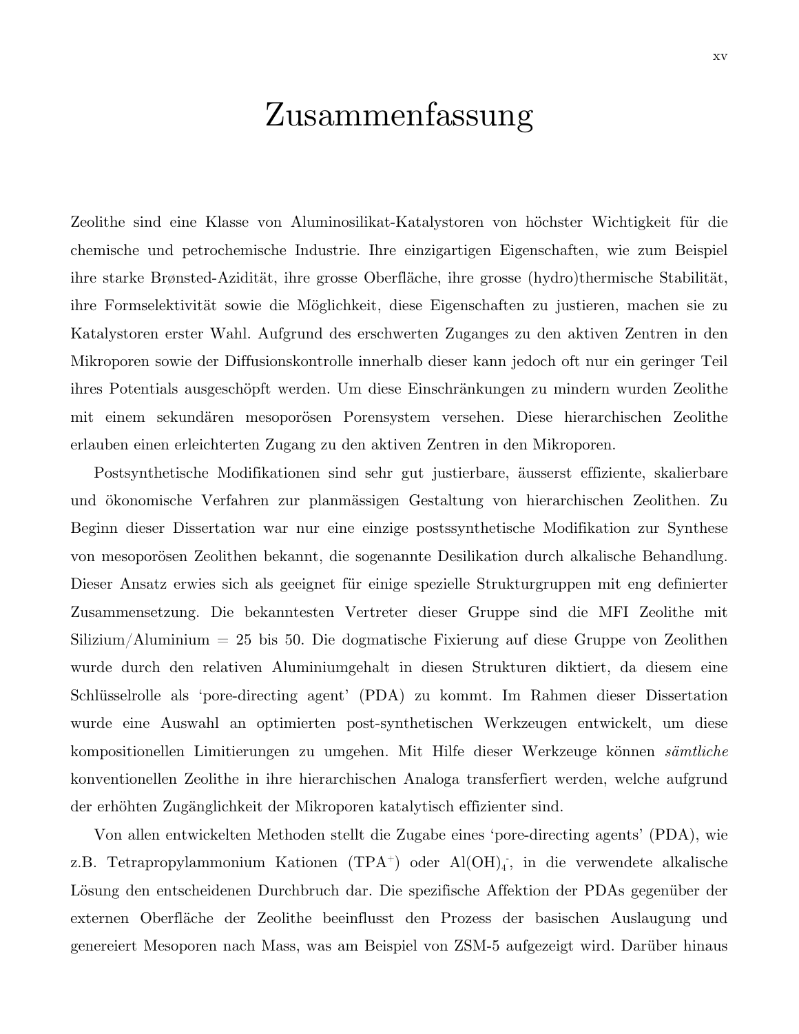# Zusammenfassung

Zeolithe sind eine Klasse von Aluminosilikat-Katalystoren von höchster Wichtigkeit für die chemische und petrochemische Industrie. Ihre einzigartigen Eigenschaften, wie zum Beispiel ihre starke Brønsted-Azidität, ihre grosse Oberfläche, ihre grosse (hydro)thermische Stabilität, ihre Formselektivität sowie die Möglichkeit, diese Eigenschaften zu justieren, machen sie zu Katalystoren erster Wahl. Aufgrund des erschwerten Zuganges zu den aktiven Zentren in den Mikroporen sowie der Diffusionskontrolle innerhalb dieser kann jedoch oft nur ein geringer Teil ihres Potentials ausgeschöpft werden. Um diese Einschränkungen zu mindern wurden Zeolithe mit einem sekundären mesoporösen Porensystem versehen. Diese hierarchischen Zeolithe erlauben einen erleichterten Zugang zu den aktiven Zentren in den Mikroporen.

Postsynthetische Modifikationen sind sehr gut justierbare, äusserst effiziente, skalierbare und ökonomische Verfahren zur planmässigen Gestaltung von hierarchischen Zeolithen. Zu Beginn dieser Dissertation war nur eine einzige postssynthetische Modifikation zur Synthese von mesoporösen Zeolithen bekannt, die sogenannte Desilikation durch alkalische Behandlung. Dieser Ansatz erwies sich als geeignet für einige spezielle Strukturgruppen mit eng definierter Zusammensetzung. Die bekanntesten Vertreter dieser Gruppe sind die MFI Zeolithe mit Silizium/Aluminium = 25 bis 50. Die dogmatische Fixierung auf diese Gruppe von Zeolithen wurde durch den relativen Aluminiumgehalt in diesen Strukturen diktiert, da diesem eine Schlüsselrolle als 'pore-directing agent' (PDA) zu kommt. Im Rahmen dieser Dissertation wurde eine Auswahl an optimierten post-synthetischen Werkzeugen entwickelt, um diese kompositionellen Limitierungen zu umgehen. Mit Hilfe dieser Werkzeuge können *sämtliche* konventionellen Zeolithe in ihre hierarchischen Analoga transferfiert werden, welche aufgrund der erhöhten Zugänglichkeit der Mikroporen katalytisch effizienter sind.

Von allen entwickelten Methoden stellt die Zugabe eines 'pore-directing agents' (PDA), wie z.B. Tetrapropylammonium Kationen ($TPA^+$) oder $Al(OH)_4^-$, in die verwendete alkalische Lösung den entscheidenen Durchbruch dar. Die spezifische Affektion der PDAs gegenüber der externen Oberfläche der Zeolithe beeinflusst den Prozess der basischen Auslaugung und genereiert Mesoporen nach Mass, was am Beispiel von ZSM-5 aufgezeigt wird. Darüber hinaus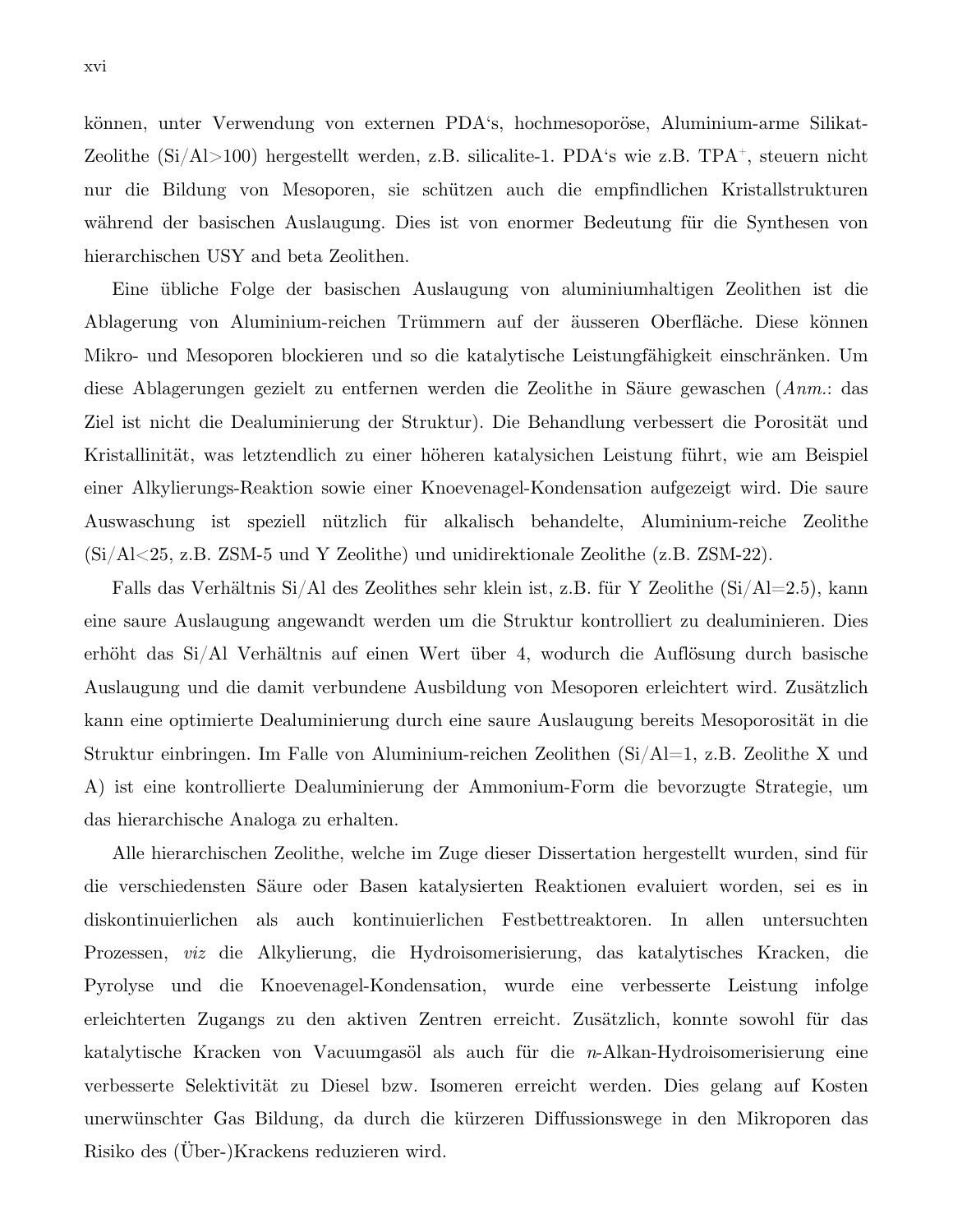können, unter Verwendung von externen PDA's, hochmesoporöse, Aluminium-arme Silikat-Zeolithe (Si/Al>100) hergestellt werden, z.B. silicalite-1. PDA's wie z.B. $TPA^+$, steuern nicht nur die Bildung von Mesoporen, sie schützen auch die empfindlichen Kristallstrukturen während der basischen Auslaugung. Dies ist von enormer Bedeutung für die Synthesen von hierarchischen USY and beta Zeolithen.

Eine übliche Folge der basischen Auslaugung von aluminiumhaltigen Zeolithen ist die Ablagerung von Aluminium-reichen Trümmern auf der äusseren Oberfläche. Diese können Mikro- und Mesoporen blockieren und so die katalytische Leistungfähigkeit einschränken. Um diese Ablagerungen gezielt zu entfernen werden die Zeolithe in Säure gewaschen (*Anm.*: das Ziel ist nicht die Dealuminierung der Struktur). Die Behandlung verbessert die Porosität und Kristallinität, was letztendlich zu einer höheren katalysichen Leistung führt, wie am Beispiel einer Alkylierungs-Reaktion sowie einer Knoevenagel-Kondensation aufgezeigt wird. Die saure Auswaschung ist speziell nützlich für alkalisch behandelte, Aluminium-reiche Zeolithe (Si/Al<25, z.B. ZSM-5 und Y Zeolithe) und unidirektionale Zeolithe (z.B. ZSM-22).

Falls das Verhältnis Si/Al des Zeolithes sehr klein ist, z.B. für Y Zeolithe (Si/Al=2.5), kann eine saure Auslaugung angewandt werden um die Struktur kontrolliert zu dealuminieren. Dies erhöht das Si/Al Verhältnis auf einen Wert über 4, wodurch die Auflösung durch basische Auslaugung und die damit verbundene Ausbildung von Mesoporen erleichtert wird. Zusätzlich kann eine optimierte Dealuminierung durch eine saure Auslaugung bereits Mesoporosität in die Struktur einbringen. Im Falle von Aluminium-reichen Zeolithen (Si/Al=1, z.B. Zeolithe X und A) ist eine kontrollierte Dealuminierung der Ammonium-Form die bevorzugte Strategie, um das hierarchische Analoga zu erhalten.

Alle hierarchischen Zeolithe, welche im Zuge dieser Dissertation hergestellt wurden, sind für die verschiedensten Säure oder Basen katalysierten Reaktionen evaluiert worden, sei es in diskontinuierlichen als auch kontinuierlichen Festbettreaktoren. In allen untersuchten Prozessen, *viz* die Alkylierung, die Hydroisomerisierung, das katalytisches Kracken, die Pyrolyse und die Knoevenagel-Kondensation, wurde eine verbesserte Leistung infolge erleichterten Zugangs zu den aktiven Zentren erreicht. Zusätzlich, konnte sowohl für das katalytische Kracken von Vacuumgasöl als auch für die *n*-Alkan-Hydroisomerisierung eine verbesserte Selektivität zu Diesel bzw. Isomeren erreicht werden. Dies gelang auf Kosten unerwünschter Gas Bildung, da durch die kürzeren Diffussionswege in den Mikroporen das Risiko des (Über-)Krackens reduzieren wird.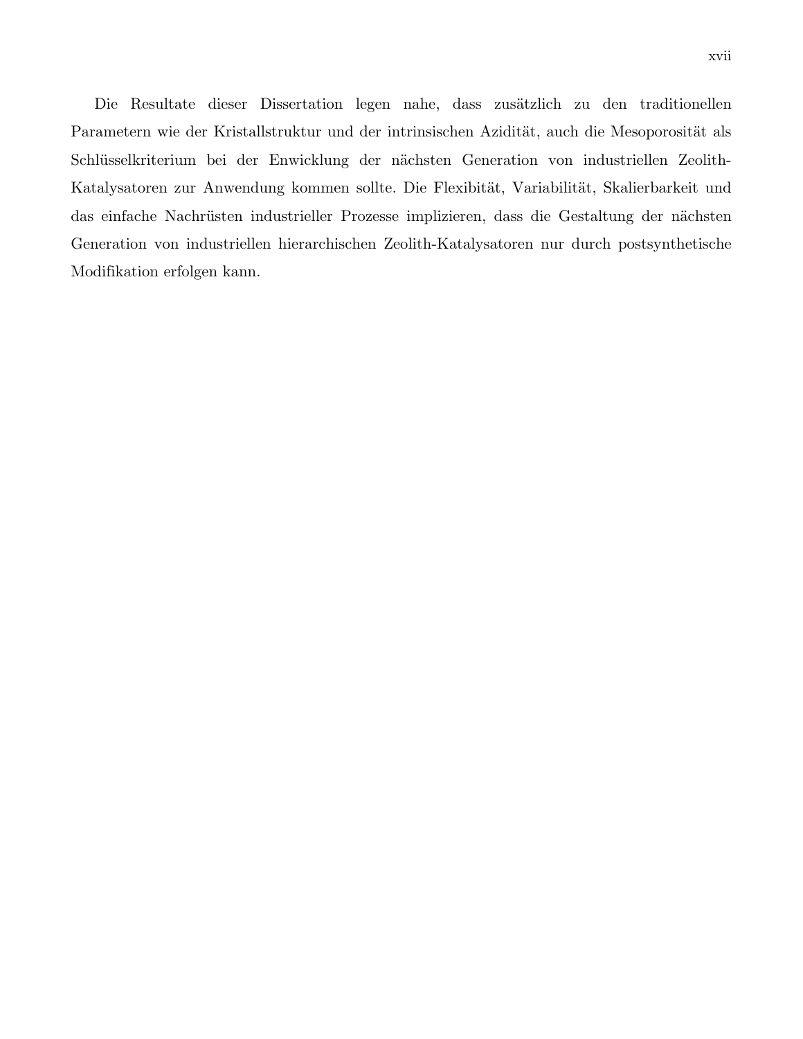Die Resultate dieser Dissertation legen nahe, dass zusätzlich zu den traditionellen Parametern wie der Kristallstruktur und der intrinsischen Azidität, auch die Mesoporosität als Schlüsselkriterium bei der Enwicklung der nächsten Generation von industriellen Zeolith-Katalysatoren zur Anwendung kommen sollte. Die Flexibität, Variabilität, Skalierbarkeit und das einfache Nachrüsten industrieller Prozesse implizieren, dass die Gestaltung der nächsten Generation von industriellen hierarchischen Zeolith-Katalysatoren nur durch postsynthetische Modifikation erfolgen kann.